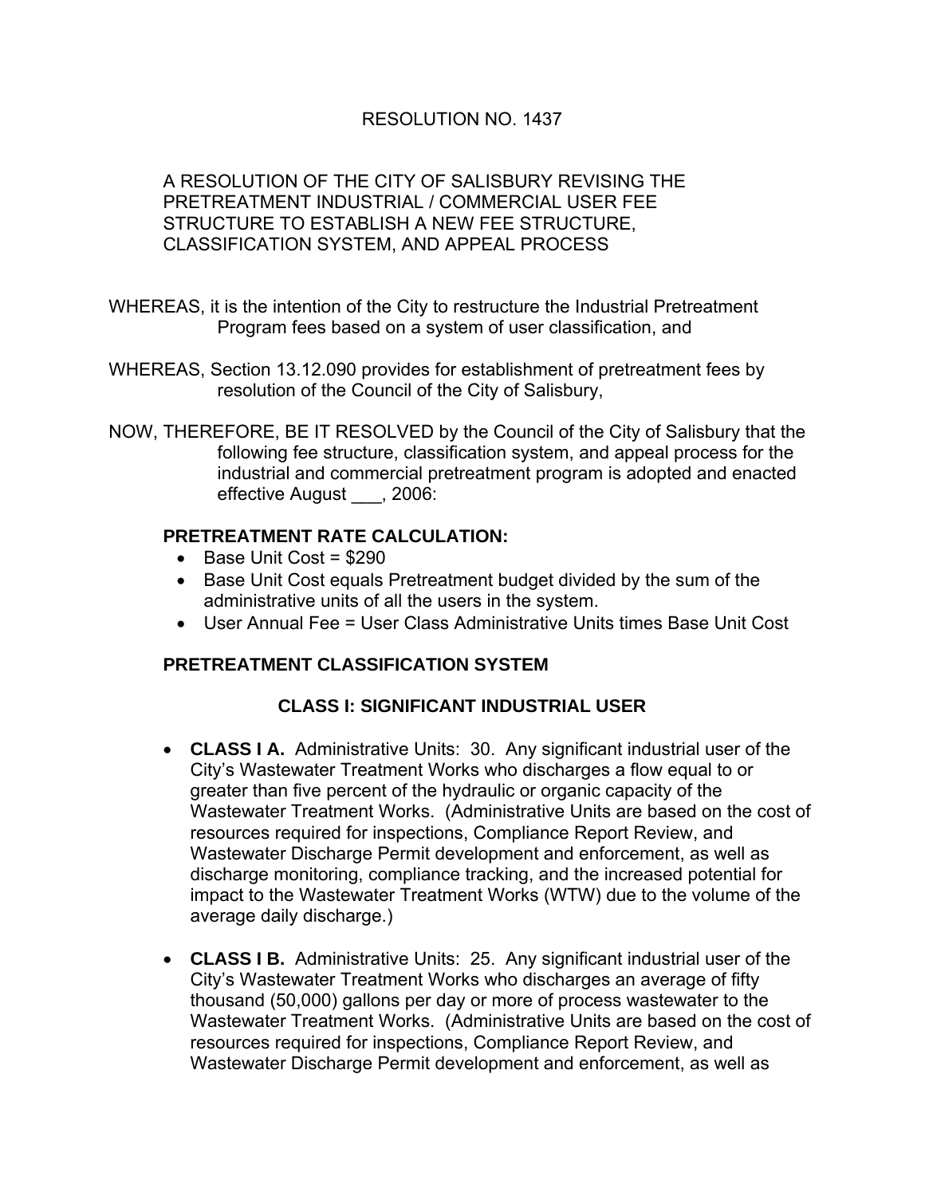# RESOLUTION NO. 1437

A RESOLUTION OF THE CITY OF SALISBURY REVISING THE PRETREATMENT INDUSTRIAL / COMMERCIAL USER FEE STRUCTURE TO ESTABLISH A NEW FEE STRUCTURE, CLASSIFICATION SYSTEM, AND APPEAL PROCESS

WHEREAS, it is the intention of the City to restructure the Industrial Pretreatment Program fees based on a system of user classification, and

WHEREAS, Section 13.12.090 provides for establishment of pretreatment fees by resolution of the Council of the City of Salisbury,

NOW, THEREFORE, BE IT RESOLVED by the Council of the City of Salisbury that the following fee structure, classification system, and appeal process for the industrial and commercial pretreatment program is adopted and enacted effective August ___, 2006:

## PRETREATMENT RATE CALCULATION:

- Base Unit Cost = $290
- Base Unit Cost equals Pretreatment budget divided by the sum of the administrative units of all the users in the system.
- User Annual Fee = User Class Administrative Units times Base Unit Cost

## PRETREATMENT CLASSIFICATION SYSTEM

### CLASS I: SIGNIFICANT INDUSTRIAL USER

- **CLASS I A.** Administrative Units: 30. Any significant industrial user of the City's Wastewater Treatment Works who discharges a flow equal to or greater than five percent of the hydraulic or organic capacity of the Wastewater Treatment Works. (Administrative Units are based on the cost of resources required for inspections, Compliance Report Review, and Wastewater Discharge Permit development and enforcement, as well as discharge monitoring, compliance tracking, and the increased potential for impact to the Wastewater Treatment Works (WTW) due to the volume of the average daily discharge.)

- **CLASS I B.** Administrative Units: 25. Any significant industrial user of the City's Wastewater Treatment Works who discharges an average of fifty thousand (50,000) gallons per day or more of process wastewater to the Wastewater Treatment Works. (Administrative Units are based on the cost of resources required for inspections, Compliance Report Review, and Wastewater Discharge Permit development and enforcement, as well as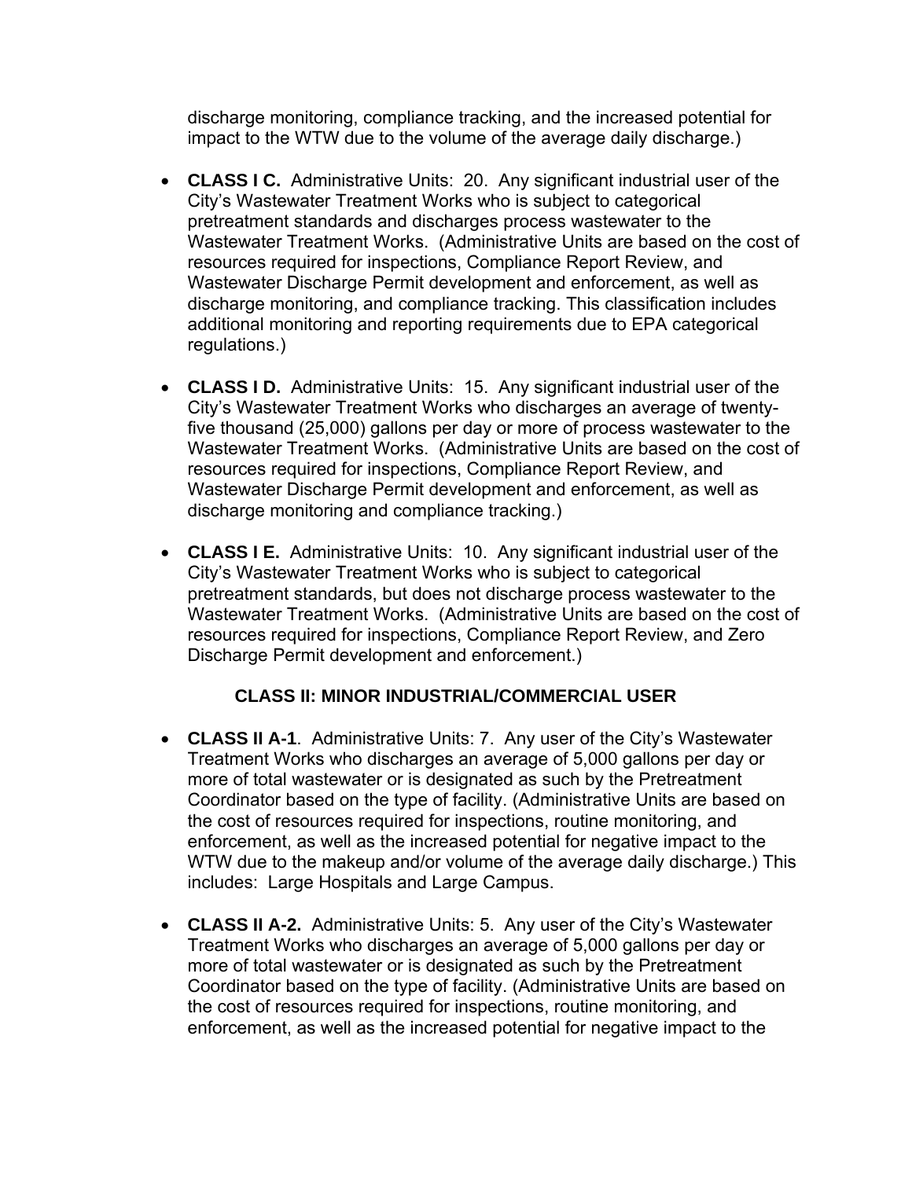discharge monitoring, compliance tracking, and the increased potential for impact to the WTW due to the volume of the average daily discharge.)

- **CLASS I C.** Administrative Units: 20. Any significant industrial user of the City's Wastewater Treatment Works who is subject to categorical pretreatment standards and discharges process wastewater to the Wastewater Treatment Works. (Administrative Units are based on the cost of resources required for inspections, Compliance Report Review, and Wastewater Discharge Permit development and enforcement, as well as discharge monitoring, and compliance tracking. This classification includes additional monitoring and reporting requirements due to EPA categorical regulations.)

- **CLASS I D.** Administrative Units: 15. Any significant industrial user of the City's Wastewater Treatment Works who discharges an average of twenty-five thousand (25,000) gallons per day or more of process wastewater to the Wastewater Treatment Works. (Administrative Units are based on the cost of resources required for inspections, Compliance Report Review, and Wastewater Discharge Permit development and enforcement, as well as discharge monitoring and compliance tracking.)

- **CLASS I E.** Administrative Units: 10. Any significant industrial user of the City's Wastewater Treatment Works who is subject to categorical pretreatment standards, but does not discharge process wastewater to the Wastewater Treatment Works. (Administrative Units are based on the cost of resources required for inspections, Compliance Report Review, and Zero Discharge Permit development and enforcement.)

### CLASS II: MINOR INDUSTRIAL/COMMERCIAL USER

- **CLASS II A-1**. Administrative Units: 7. Any user of the City's Wastewater Treatment Works who discharges an average of 5,000 gallons per day or more of total wastewater or is designated as such by the Pretreatment Coordinator based on the type of facility. (Administrative Units are based on the cost of resources required for inspections, routine monitoring, and enforcement, as well as the increased potential for negative impact to the WTW due to the makeup and/or volume of the average daily discharge.) This includes: Large Hospitals and Large Campus.

- **CLASS II A-2.** Administrative Units: 5. Any user of the City's Wastewater Treatment Works who discharges an average of 5,000 gallons per day or more of total wastewater or is designated as such by the Pretreatment Coordinator based on the type of facility. (Administrative Units are based on the cost of resources required for inspections, routine monitoring, and enforcement, as well as the increased potential for negative impact to the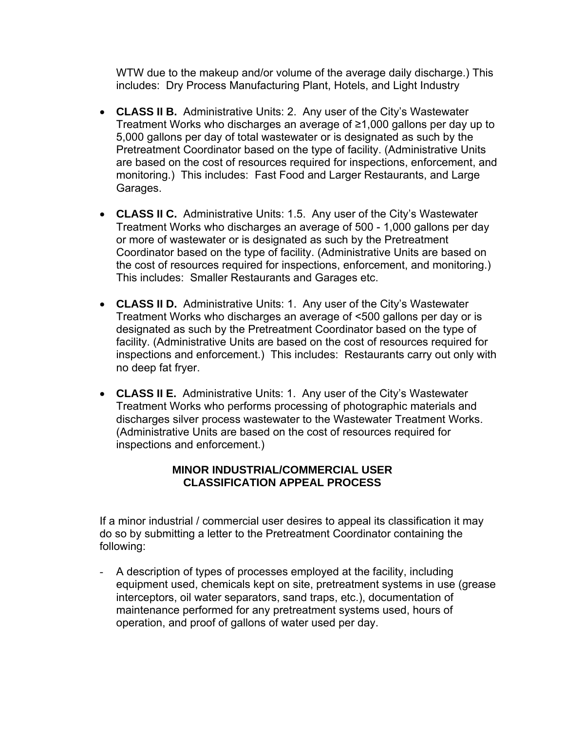WTW due to the makeup and/or volume of the average daily discharge.) This includes: Dry Process Manufacturing Plant, Hotels, and Light Industry

- **CLASS II B.** Administrative Units: 2. Any user of the City's Wastewater Treatment Works who discharges an average of ≥1,000 gallons per day up to 5,000 gallons per day of total wastewater or is designated as such by the Pretreatment Coordinator based on the type of facility. (Administrative Units are based on the cost of resources required for inspections, enforcement, and monitoring.) This includes: Fast Food and Larger Restaurants, and Large Garages.

- **CLASS II C.** Administrative Units: 1.5. Any user of the City's Wastewater Treatment Works who discharges an average of 500 - 1,000 gallons per day or more of wastewater or is designated as such by the Pretreatment Coordinator based on the type of facility. (Administrative Units are based on the cost of resources required for inspections, enforcement, and monitoring.) This includes: Smaller Restaurants and Garages etc.

- **CLASS II D.** Administrative Units: 1. Any user of the City's Wastewater Treatment Works who discharges an average of <500 gallons per day or is designated as such by the Pretreatment Coordinator based on the type of facility. (Administrative Units are based on the cost of resources required for inspections and enforcement.) This includes: Restaurants carry out only with no deep fat fryer.

- **CLASS II E.** Administrative Units: 1. Any user of the City's Wastewater Treatment Works who performs processing of photographic materials and discharges silver process wastewater to the Wastewater Treatment Works. (Administrative Units are based on the cost of resources required for inspections and enforcement.)

## MINOR INDUSTRIAL/COMMERCIAL USER CLASSIFICATION APPEAL PROCESS

If a minor industrial / commercial user desires to appeal its classification it may do so by submitting a letter to the Pretreatment Coordinator containing the following:

- A description of types of processes employed at the facility, including equipment used, chemicals kept on site, pretreatment systems in use (grease interceptors, oil water separators, sand traps, etc.), documentation of maintenance performed for any pretreatment systems used, hours of operation, and proof of gallons of water used per day.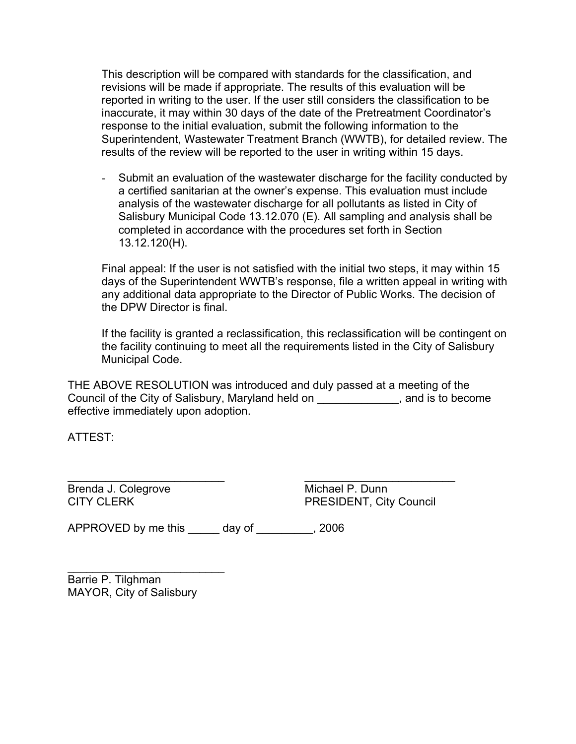This description will be compared with standards for the classification, and revisions will be made if appropriate. The results of this evaluation will be reported in writing to the user. If the user still considers the classification to be inaccurate, it may within 30 days of the date of the Pretreatment Coordinator's response to the initial evaluation, submit the following information to the Superintendent, Wastewater Treatment Branch (WWTB), for detailed review. The results of the review will be reported to the user in writing within 15 days.

- Submit an evaluation of the wastewater discharge for the facility conducted by a certified sanitarian at the owner's expense. This evaluation must include analysis of the wastewater discharge for all pollutants as listed in City of Salisbury Municipal Code 13.12.070 (E). All sampling and analysis shall be completed in accordance with the procedures set forth in Section 13.12.120(H).

Final appeal: If the user is not satisfied with the initial two steps, it may within 15 days of the Superintendent WWTB's response, file a written appeal in writing with any additional data appropriate to the Director of Public Works. The decision of the DPW Director is final.

If the facility is granted a reclassification, this reclassification will be contingent on the facility continuing to meet all the requirements listed in the City of Salisbury Municipal Code.

THE ABOVE RESOLUTION was introduced and duly passed at a meeting of the Council of the City of Salisbury, Maryland held on _____________, and is to become effective immediately upon adoption.

ATTEST:

_________________________
Brenda J. Colegrove
CITY CLERK

_________________________
Michael P. Dunn
PRESIDENT, City Council

APPROVED by me this _____ day of _________, 2006

_________________________
Barrie P. Tilghman
MAYOR, City of Salisbury